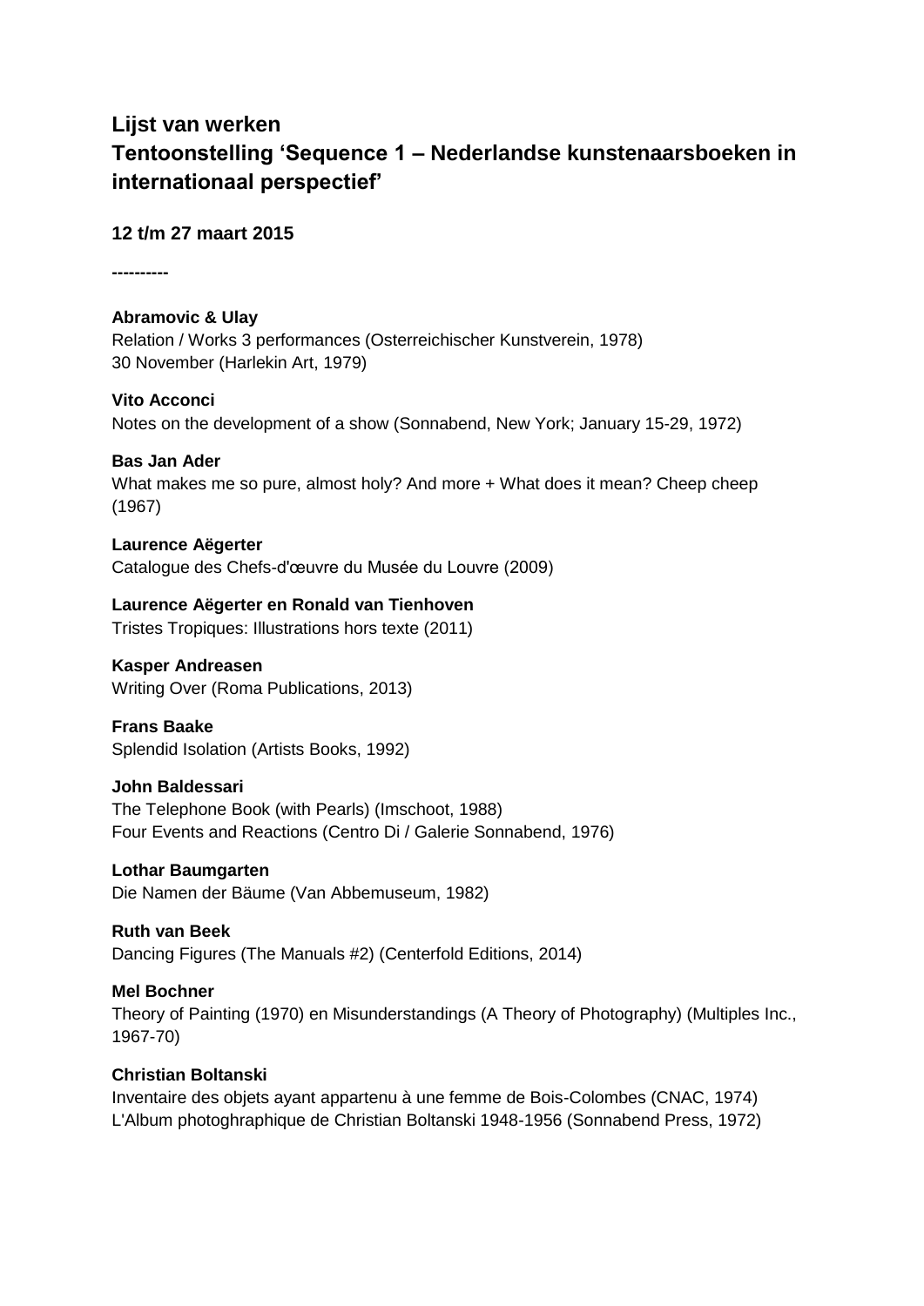# Lijst van werken
# Tentoonstelling 'Sequence 1 – Nederlandse kunstenaarsboeken in internationaal perspectief'

**12 t/m 27 maart 2015**

**----------**

**Abramovic & Ulay**
Relation / Works 3 performances (Osterreichischer Kunstverein, 1978)
30 November (Harlekin Art, 1979)

**Vito Acconci**
Notes on the development of a show (Sonnabend, New York; January 15-29, 1972)

**Bas Jan Ader**
What makes me so pure, almost holy? And more + What does it mean? Cheep cheep (1967)

**Laurence Aëgerter**
Catalogue des Chefs-d'œuvre du Musée du Louvre (2009)

**Laurence Aëgerter en Ronald van Tienhoven**
Tristes Tropiques: Illustrations hors texte (2011)

**Kasper Andreasen**
Writing Over (Roma Publications, 2013)

**Frans Baake**
Splendid Isolation (Artists Books, 1992)

**John Baldessari**
The Telephone Book (with Pearls) (Imschoot, 1988)
Four Events and Reactions (Centro Di / Galerie Sonnabend, 1976)

**Lothar Baumgarten**
Die Namen der Bäume (Van Abbemuseum, 1982)

**Ruth van Beek**
Dancing Figures (The Manuals #2) (Centerfold Editions, 2014)

**Mel Bochner**
Theory of Painting (1970) en Misunderstandings (A Theory of Photography) (Multiples Inc., 1967-70)

**Christian Boltanski**
Inventaire des objets ayant appartenu à une femme de Bois-Colombes (CNAC, 1974)
L'Album photoghraphique de Christian Boltanski 1948-1956 (Sonnabend Press, 1972)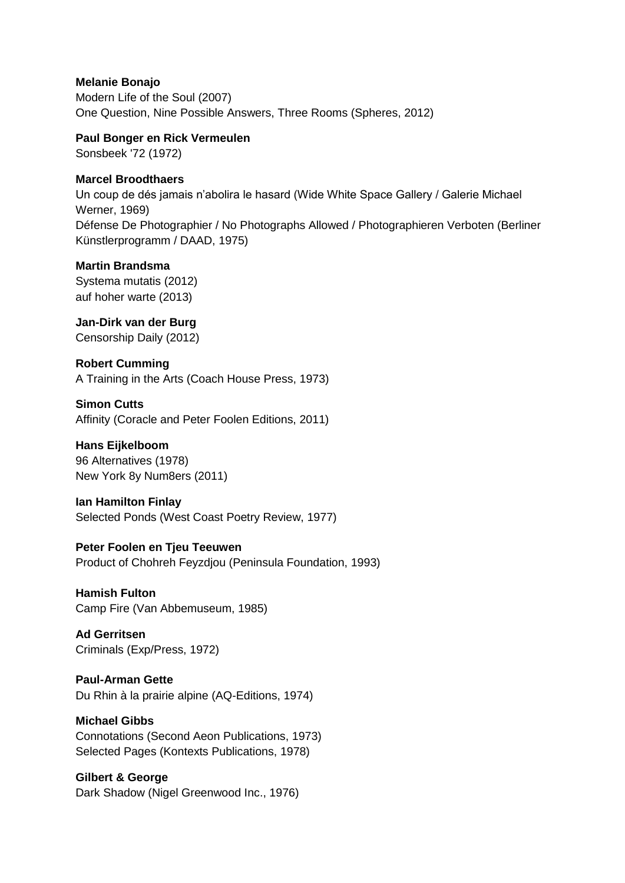**Melanie Bonajo**
Modern Life of the Soul (2007)
One Question, Nine Possible Answers, Three Rooms (Spheres, 2012)

**Paul Bonger en Rick Vermeulen**
Sonsbeek '72 (1972)

**Marcel Broodthaers**
Un coup de dés jamais n'abolira le hasard (Wide White Space Gallery / Galerie Michael Werner, 1969)
Défense De Photographier / No Photographs Allowed / Photographieren Verboten (Berliner Künstlerprogramm / DAAD, 1975)

**Martin Brandsma**
Systema mutatis (2012)
auf hoher warte (2013)

**Jan-Dirk van der Burg**
Censorship Daily (2012)

**Robert Cumming**
A Training in the Arts (Coach House Press, 1973)

**Simon Cutts**
Affinity (Coracle and Peter Foolen Editions, 2011)

**Hans Eijkelboom**
96 Alternatives (1978)
New York 8y Num8ers (2011)

**Ian Hamilton Finlay**
Selected Ponds (West Coast Poetry Review, 1977)

**Peter Foolen en Tjeu Teeuwen**
Product of Chohreh Feyzdjou (Peninsula Foundation, 1993)

**Hamish Fulton**
Camp Fire (Van Abbemuseum, 1985)

**Ad Gerritsen**
Criminals (Exp/Press, 1972)

**Paul-Arman Gette**
Du Rhin à la prairie alpine (AQ-Editions, 1974)

**Michael Gibbs**
Connotations (Second Aeon Publications, 1973)
Selected Pages (Kontexts Publications, 1978)

**Gilbert & George**
Dark Shadow (Nigel Greenwood Inc., 1976)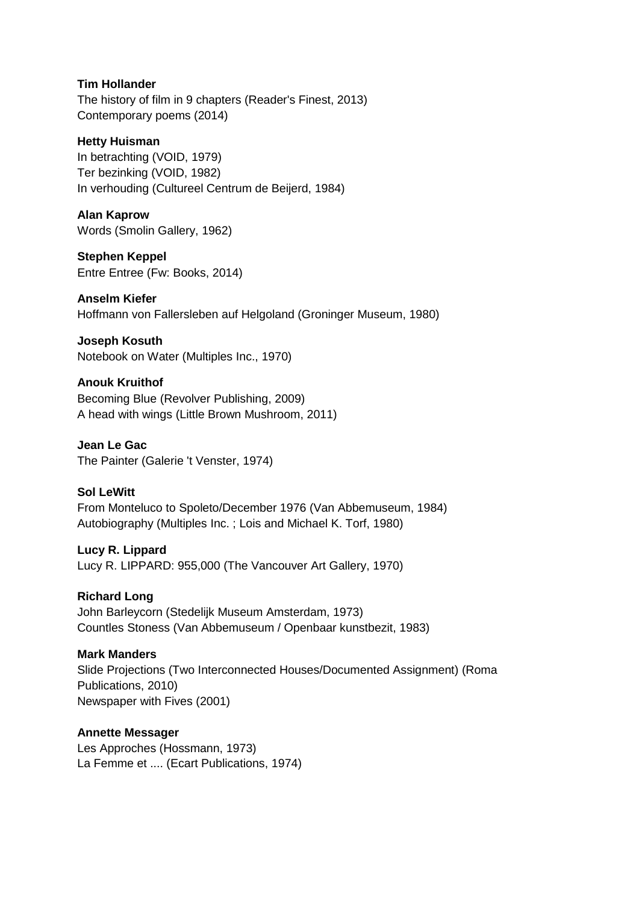**Tim Hollander**
The history of film in 9 chapters (Reader's Finest, 2013)
Contemporary poems (2014)

**Hetty Huisman**
In betrachting (VOID, 1979)
Ter bezinking (VOID, 1982)
In verhouding (Cultureel Centrum de Beijerd, 1984)

**Alan Kaprow**
Words (Smolin Gallery, 1962)

**Stephen Keppel**
Entre Entree (Fw: Books, 2014)

**Anselm Kiefer**
Hoffmann von Fallersleben auf Helgoland (Groninger Museum, 1980)

**Joseph Kosuth**
Notebook on Water (Multiples Inc., 1970)

**Anouk Kruithof**
Becoming Blue (Revolver Publishing, 2009)
A head with wings (Little Brown Mushroom, 2011)

**Jean Le Gac**
The Painter (Galerie 't Venster, 1974)

**Sol LeWitt**
From Monteluco to Spoleto/December 1976 (Van Abbemuseum, 1984)
Autobiography (Multiples Inc. ; Lois and Michael K. Torf, 1980)

**Lucy R. Lippard**
Lucy R. LIPPARD: 955,000 (The Vancouver Art Gallery, 1970)

**Richard Long**
John Barleycorn (Stedelijk Museum Amsterdam, 1973)
Countles Stoness (Van Abbemuseum / Openbaar kunstbezit, 1983)

**Mark Manders**
Slide Projections (Two Interconnected Houses/Documented Assignment) (Roma Publications, 2010)
Newspaper with Fives (2001)

**Annette Messager**
Les Approches (Hossmann, 1973)
La Femme et .... (Ecart Publications, 1974)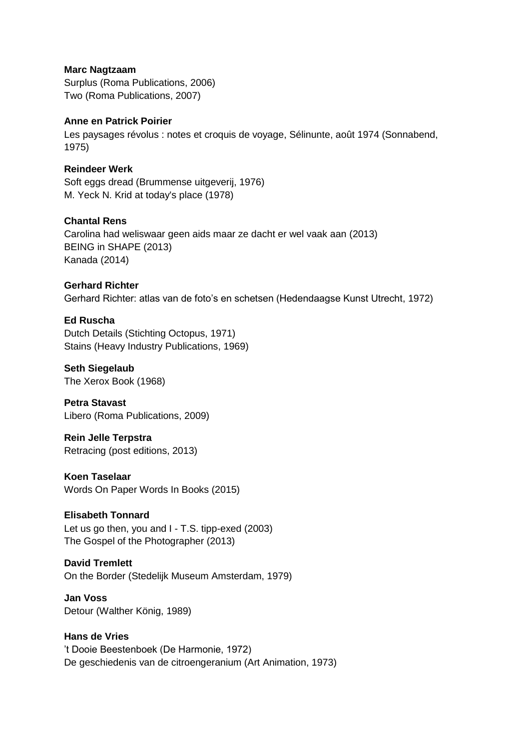**Marc Nagtzaam**
Surplus (Roma Publications, 2006)
Two (Roma Publications, 2007)

**Anne en Patrick Poirier**
Les paysages révolus : notes et croquis de voyage, Sélinunte, août 1974 (Sonnabend, 1975)

**Reindeer Werk**
Soft eggs dread (Brummense uitgeverij, 1976)
M. Yeck N. Krid at today's place (1978)

**Chantal Rens**
Carolina had weliswaar geen aids maar ze dacht er wel vaak aan (2013)
BEING in SHAPE (2013)
Kanada (2014)

**Gerhard Richter**
Gerhard Richter: atlas van de foto's en schetsen (Hedendaagse Kunst Utrecht, 1972)

**Ed Ruscha**
Dutch Details (Stichting Octopus, 1971)
Stains (Heavy Industry Publications, 1969)

**Seth Siegelaub**
The Xerox Book (1968)

**Petra Stavast**
Libero (Roma Publications, 2009)

**Rein Jelle Terpstra**
Retracing (post editions, 2013)

**Koen Taselaar**
Words On Paper Words In Books (2015)

**Elisabeth Tonnard**
Let us go then, you and I - T.S. tipp-exed (2003)
The Gospel of the Photographer (2013)

**David Tremlett**
On the Border (Stedelijk Museum Amsterdam, 1979)

**Jan Voss**
Detour (Walther König, 1989)

**Hans de Vries**
't Dooie Beestenboek (De Harmonie, 1972)
De geschiedenis van de citroengeranium (Art Animation, 1973)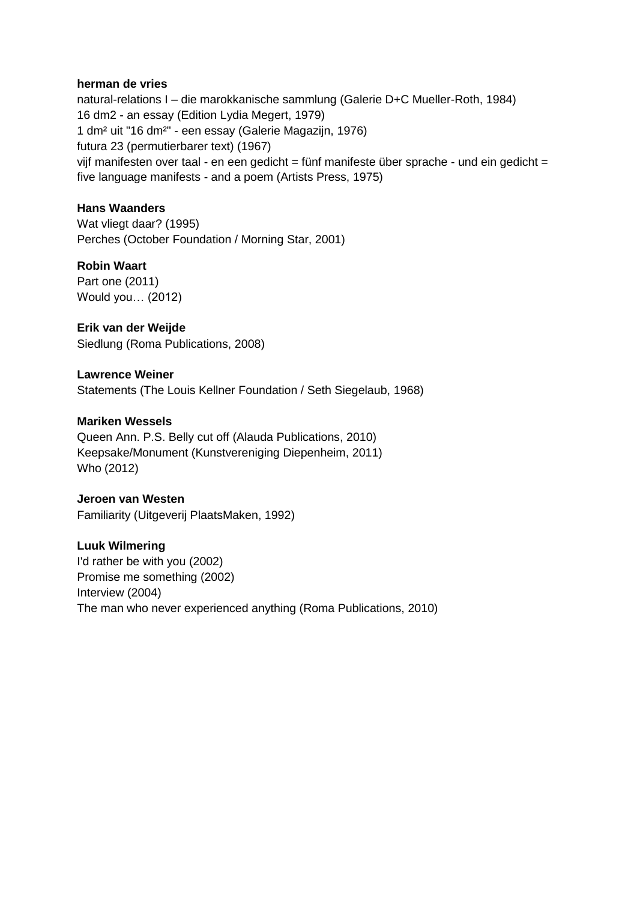**herman de vries**
natural-relations I – die marokkanische sammlung (Galerie D+C Mueller-Roth, 1984)
16 dm2 - an essay (Edition Lydia Megert, 1979)
1 dm² uit "16 dm²" - een essay (Galerie Magazijn, 1976)
futura 23 (permutierbarer text) (1967)
vijf manifesten over taal - en een gedicht = fünf manifeste über sprache - und ein gedicht = five language manifests - and a poem (Artists Press, 1975)

**Hans Waanders**
Wat vliegt daar? (1995)
Perches (October Foundation / Morning Star, 2001)

**Robin Waart**
Part one (2011)
Would you… (2012)

**Erik van der Weijde**
Siedlung (Roma Publications, 2008)

**Lawrence Weiner**
Statements (The Louis Kellner Foundation / Seth Siegelaub, 1968)

**Mariken Wessels**
Queen Ann. P.S. Belly cut off (Alauda Publications, 2010)
Keepsake/Monument (Kunstvereniging Diepenheim, 2011)
Who (2012)

**Jeroen van Westen**
Familiarity (Uitgeverij PlaatsMaken, 1992)

**Luuk Wilmering**
I'd rather be with you (2002)
Promise me something (2002)
Interview (2004)
The man who never experienced anything (Roma Publications, 2010)